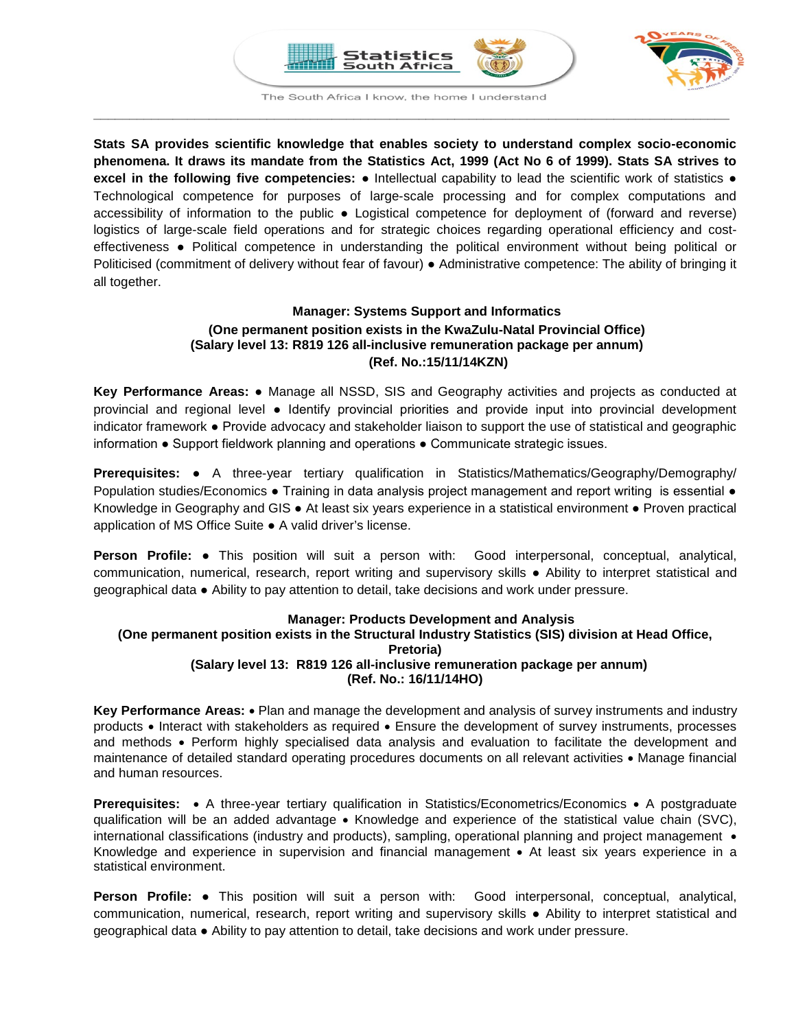Statistics South Africa

The South Africa I know, the home I understand

**Stats SA provides scientific knowledge that enables society to understand complex socio-economic phenomena. It draws its mandate from the Statistics Act, 1999 (Act No 6 of 1999). Stats SA strives to excel in the following five competencies:** ● Intellectual capability to lead the scientific work of statistics ● Technological competence for purposes of large-scale processing and for complex computations and accessibility of information to the public ● Logistical competence for deployment of (forward and reverse) logistics of large-scale field operations and for strategic choices regarding operational efficiency and cost-effectiveness ● Political competence in understanding the political environment without being political or Politicised (commitment of delivery without fear of favour) ● Administrative competence: The ability of bringing it all together.

## Manager: Systems Support and Informatics

**(One permanent position exists in the KwaZulu-Natal Provincial Office)**
**(Salary level 13: R819 126 all-inclusive remuneration package per annum)**
**(Ref. No.:15/11/14KZN)**

**Key Performance Areas:** ● Manage all NSSD, SIS and Geography activities and projects as conducted at provincial and regional level ● Identify provincial priorities and provide input into provincial development indicator framework ● Provide advocacy and stakeholder liaison to support the use of statistical and geographic information ● Support fieldwork planning and operations ● Communicate strategic issues.

**Prerequisites:** ● A three-year tertiary qualification in Statistics/Mathematics/Geography/Demography/ Population studies/Economics ● Training in data analysis project management and report writing is essential ● Knowledge in Geography and GIS ● At least six years experience in a statistical environment ● Proven practical application of MS Office Suite ● A valid driver's license.

**Person Profile:** ● This position will suit a person with: Good interpersonal, conceptual, analytical, communication, numerical, research, report writing and supervisory skills ● Ability to interpret statistical and geographical data ● Ability to pay attention to detail, take decisions and work under pressure.

## Manager: Products Development and Analysis

**(One permanent position exists in the Structural Industry Statistics (SIS) division at Head Office, Pretoria)**
**(Salary level 13: R819 126 all-inclusive remuneration package per annum)**
**(Ref. No.: 16/11/14HO)**

**Key Performance Areas:** • Plan and manage the development and analysis of survey instruments and industry products • Interact with stakeholders as required • Ensure the development of survey instruments, processes and methods • Perform highly specialised data analysis and evaluation to facilitate the development and maintenance of detailed standard operating procedures documents on all relevant activities • Manage financial and human resources.

**Prerequisites:** • A three-year tertiary qualification in Statistics/Econometrics/Economics • A postgraduate qualification will be an added advantage • Knowledge and experience of the statistical value chain (SVC), international classifications (industry and products), sampling, operational planning and project management • Knowledge and experience in supervision and financial management • At least six years experience in a statistical environment.

**Person Profile:** ● This position will suit a person with: Good interpersonal, conceptual, analytical, communication, numerical, research, report writing and supervisory skills ● Ability to interpret statistical and geographical data ● Ability to pay attention to detail, take decisions and work under pressure.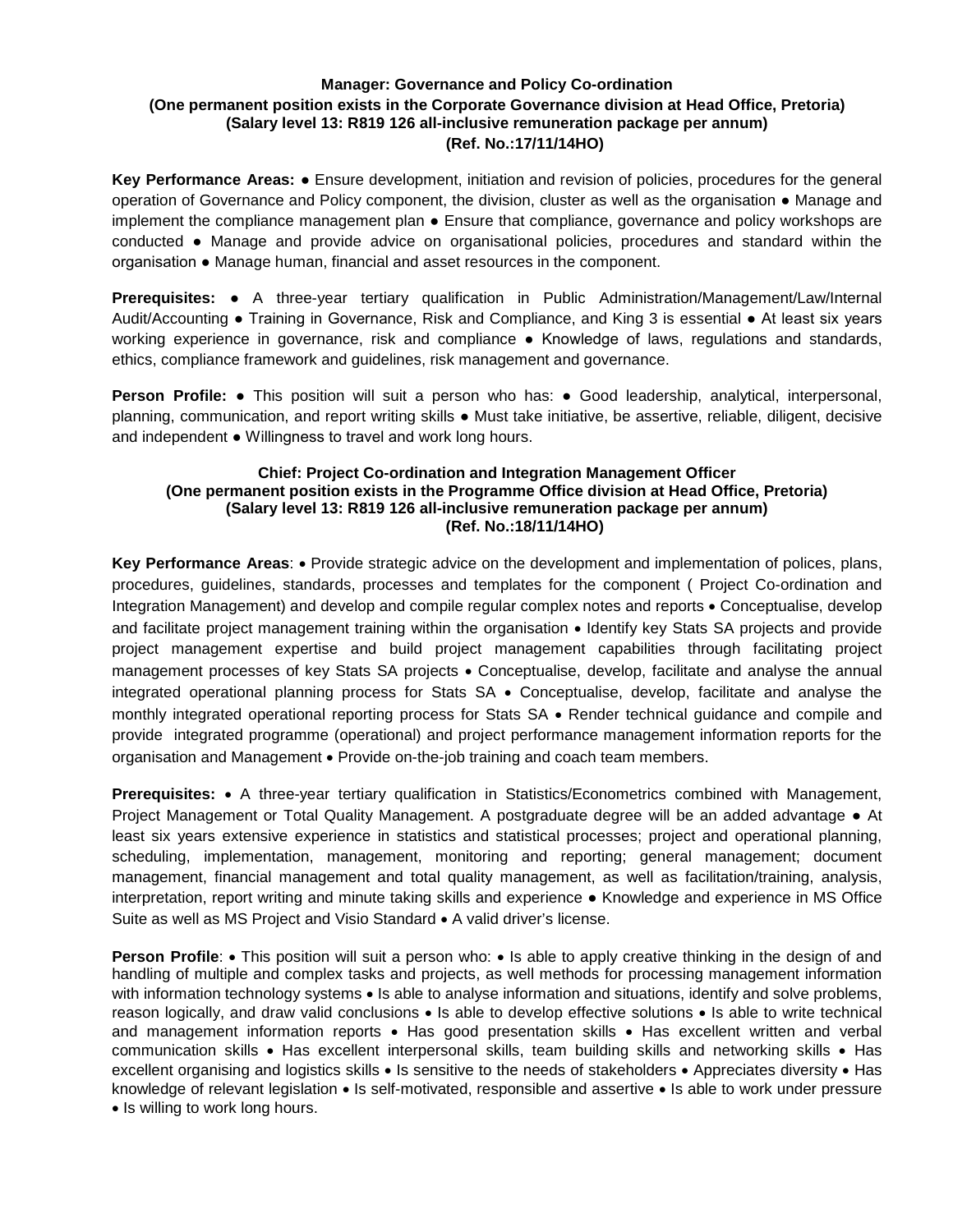**Manager: Governance and Policy Co-ordination**
**(One permanent position exists in the Corporate Governance division at Head Office, Pretoria)**
**(Salary level 13: R819 126 all-inclusive remuneration package per annum)**
**(Ref. No.:17/11/14HO)**

**Key Performance Areas:** ● Ensure development, initiation and revision of policies, procedures for the general operation of Governance and Policy component, the division, cluster as well as the organisation ● Manage and implement the compliance management plan ● Ensure that compliance, governance and policy workshops are conducted ● Manage and provide advice on organisational policies, procedures and standard within the organisation ● Manage human, financial and asset resources in the component.

**Prerequisites:** ● A three-year tertiary qualification in Public Administration/Management/Law/Internal Audit/Accounting ● Training in Governance, Risk and Compliance, and King 3 is essential ● At least six years working experience in governance, risk and compliance ● Knowledge of laws, regulations and standards, ethics, compliance framework and guidelines, risk management and governance.

**Person Profile:** ● This position will suit a person who has: ● Good leadership, analytical, interpersonal, planning, communication, and report writing skills ● Must take initiative, be assertive, reliable, diligent, decisive and independent ● Willingness to travel and work long hours.

**Chief: Project Co-ordination and Integration Management Officer**
**(One permanent position exists in the Programme Office division at Head Office, Pretoria)**
**(Salary level 13: R819 126 all-inclusive remuneration package per annum)**
**(Ref. No.:18/11/14HO)**

**Key Performance Areas**: • Provide strategic advice on the development and implementation of polices, plans, procedures, guidelines, standards, processes and templates for the component ( Project Co-ordination and Integration Management) and develop and compile regular complex notes and reports • Conceptualise, develop and facilitate project management training within the organisation • Identify key Stats SA projects and provide project management expertise and build project management capabilities through facilitating project management processes of key Stats SA projects • Conceptualise, develop, facilitate and analyse the annual integrated operational planning process for Stats SA • Conceptualise, develop, facilitate and analyse the monthly integrated operational reporting process for Stats SA • Render technical guidance and compile and provide integrated programme (operational) and project performance management information reports for the organisation and Management • Provide on-the-job training and coach team members.

**Prerequisites:** • A three-year tertiary qualification in Statistics/Econometrics combined with Management, Project Management or Total Quality Management. A postgraduate degree will be an added advantage ● At least six years extensive experience in statistics and statistical processes; project and operational planning, scheduling, implementation, management, monitoring and reporting; general management; document management, financial management and total quality management, as well as facilitation/training, analysis, interpretation, report writing and minute taking skills and experience ● Knowledge and experience in MS Office Suite as well as MS Project and Visio Standard • A valid driver's license.

**Person Profile**: • This position will suit a person who: • Is able to apply creative thinking in the design of and handling of multiple and complex tasks and projects, as well methods for processing management information with information technology systems • Is able to analyse information and situations, identify and solve problems, reason logically, and draw valid conclusions • Is able to develop effective solutions • Is able to write technical and management information reports • Has good presentation skills • Has excellent written and verbal communication skills • Has excellent interpersonal skills, team building skills and networking skills • Has excellent organising and logistics skills • Is sensitive to the needs of stakeholders • Appreciates diversity • Has knowledge of relevant legislation • Is self-motivated, responsible and assertive • Is able to work under pressure • Is willing to work long hours.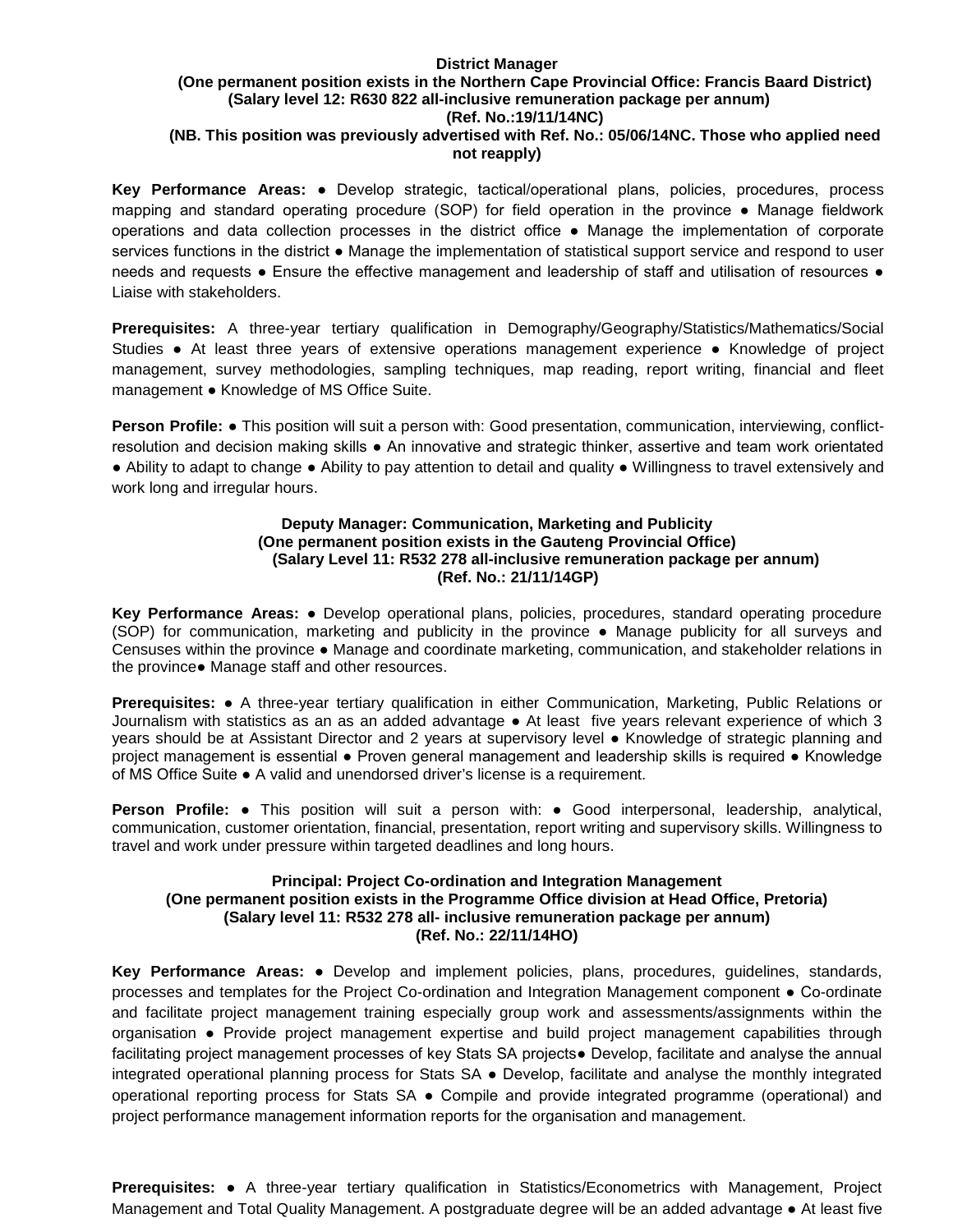**District Manager**
**(One permanent position exists in the Northern Cape Provincial Office: Francis Baard District)**
**(Salary level 12: R630 822 all-inclusive remuneration package per annum)**
**(Ref. No.:19/11/14NC)**
**(NB. This position was previously advertised with Ref. No.: 05/06/14NC. Those who applied need not reapply)**

**Key Performance Areas:** ● Develop strategic, tactical/operational plans, policies, procedures, process mapping and standard operating procedure (SOP) for field operation in the province ● Manage fieldwork operations and data collection processes in the district office ● Manage the implementation of corporate services functions in the district ● Manage the implementation of statistical support service and respond to user needs and requests ● Ensure the effective management and leadership of staff and utilisation of resources ● Liaise with stakeholders.

**Prerequisites:** A three-year tertiary qualification in Demography/Geography/Statistics/Mathematics/Social Studies ● At least three years of extensive operations management experience ● Knowledge of project management, survey methodologies, sampling techniques, map reading, report writing, financial and fleet management ● Knowledge of MS Office Suite.

**Person Profile:** ● This position will suit a person with: Good presentation, communication, interviewing, conflict-resolution and decision making skills ● An innovative and strategic thinker, assertive and team work orientated ● Ability to adapt to change ● Ability to pay attention to detail and quality ● Willingness to travel extensively and work long and irregular hours.

**Deputy Manager: Communication, Marketing and Publicity**
**(One permanent position exists in the Gauteng Provincial Office)**
**(Salary Level 11: R532 278 all-inclusive remuneration package per annum)**
**(Ref. No.: 21/11/14GP)**

**Key Performance Areas:** ● Develop operational plans, policies, procedures, standard operating procedure (SOP) for communication, marketing and publicity in the province ● Manage publicity for all surveys and Censuses within the province ● Manage and coordinate marketing, communication, and stakeholder relations in the province● Manage staff and other resources.

**Prerequisites:** ● A three-year tertiary qualification in either Communication, Marketing, Public Relations or Journalism with statistics as an as an added advantage ● At least five years relevant experience of which 3 years should be at Assistant Director and 2 years at supervisory level ● Knowledge of strategic planning and project management is essential ● Proven general management and leadership skills is required ● Knowledge of MS Office Suite ● A valid and unendorsed driver's license is a requirement.

**Person Profile:** ● This position will suit a person with: ● Good interpersonal, leadership, analytical, communication, customer orientation, financial, presentation, report writing and supervisory skills. Willingness to travel and work under pressure within targeted deadlines and long hours.

**Principal: Project Co-ordination and Integration Management**
**(One permanent position exists in the Programme Office division at Head Office, Pretoria)**
**(Salary level 11: R532 278 all- inclusive remuneration package per annum)**
**(Ref. No.: 22/11/14HO)**

**Key Performance Areas:** ● Develop and implement policies, plans, procedures, guidelines, standards, processes and templates for the Project Co-ordination and Integration Management component ● Co-ordinate and facilitate project management training especially group work and assessments/assignments within the organisation ● Provide project management expertise and build project management capabilities through facilitating project management processes of key Stats SA projects● Develop, facilitate and analyse the annual integrated operational planning process for Stats SA ● Develop, facilitate and analyse the monthly integrated operational reporting process for Stats SA ● Compile and provide integrated programme (operational) and project performance management information reports for the organisation and management.

**Prerequisites:** ● A three-year tertiary qualification in Statistics/Econometrics with Management, Project Management and Total Quality Management. A postgraduate degree will be an added advantage ● At least five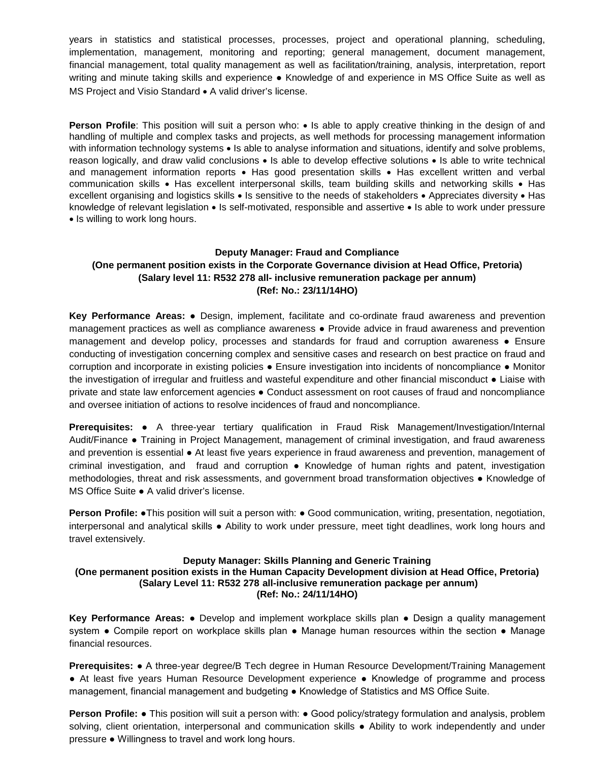years in statistics and statistical processes, processes, project and operational planning, scheduling, implementation, management, monitoring and reporting; general management, document management, financial management, total quality management as well as facilitation/training, analysis, interpretation, report writing and minute taking skills and experience ● Knowledge of and experience in MS Office Suite as well as MS Project and Visio Standard • A valid driver's license.

**Person Profile**: This position will suit a person who: • Is able to apply creative thinking in the design of and handling of multiple and complex tasks and projects, as well methods for processing management information with information technology systems • Is able to analyse information and situations, identify and solve problems, reason logically, and draw valid conclusions • Is able to develop effective solutions • Is able to write technical and management information reports • Has good presentation skills • Has excellent written and verbal communication skills • Has excellent interpersonal skills, team building skills and networking skills • Has excellent organising and logistics skills • Is sensitive to the needs of stakeholders • Appreciates diversity • Has knowledge of relevant legislation • Is self-motivated, responsible and assertive • Is able to work under pressure • Is willing to work long hours.

**Deputy Manager: Fraud and Compliance**
**(One permanent position exists in the Corporate Governance division at Head Office, Pretoria)**
**(Salary level 11: R532 278 all- inclusive remuneration package per annum)**
**(Ref: No.: 23/11/14HO)**

**Key Performance Areas:** ● Design, implement, facilitate and co-ordinate fraud awareness and prevention management practices as well as compliance awareness ● Provide advice in fraud awareness and prevention management and develop policy, processes and standards for fraud and corruption awareness ● Ensure conducting of investigation concerning complex and sensitive cases and research on best practice on fraud and corruption and incorporate in existing policies ● Ensure investigation into incidents of noncompliance ● Monitor the investigation of irregular and fruitless and wasteful expenditure and other financial misconduct ● Liaise with private and state law enforcement agencies ● Conduct assessment on root causes of fraud and noncompliance and oversee initiation of actions to resolve incidences of fraud and noncompliance.

**Prerequisites:** ● A three-year tertiary qualification in Fraud Risk Management/Investigation/Internal Audit/Finance ● Training in Project Management, management of criminal investigation, and fraud awareness and prevention is essential ● At least five years experience in fraud awareness and prevention, management of criminal investigation, and fraud and corruption ● Knowledge of human rights and patent, investigation methodologies, threat and risk assessments, and government broad transformation objectives ● Knowledge of MS Office Suite ● A valid driver's license.

**Person Profile:** ●This position will suit a person with: ● Good communication, writing, presentation, negotiation, interpersonal and analytical skills ● Ability to work under pressure, meet tight deadlines, work long hours and travel extensively.

**Deputy Manager: Skills Planning and Generic Training**
**(One permanent position exists in the Human Capacity Development division at Head Office, Pretoria)**
**(Salary Level 11: R532 278 all-inclusive remuneration package per annum)**
**(Ref: No.: 24/11/14HO)**

**Key Performance Areas:** ● Develop and implement workplace skills plan ● Design a quality management system ● Compile report on workplace skills plan ● Manage human resources within the section ● Manage financial resources.

**Prerequisites:** ● A three-year degree/B Tech degree in Human Resource Development/Training Management ● At least five years Human Resource Development experience ● Knowledge of programme and process management, financial management and budgeting ● Knowledge of Statistics and MS Office Suite.

**Person Profile:** ● This position will suit a person with: ● Good policy/strategy formulation and analysis, problem solving, client orientation, interpersonal and communication skills ● Ability to work independently and under pressure ● Willingness to travel and work long hours.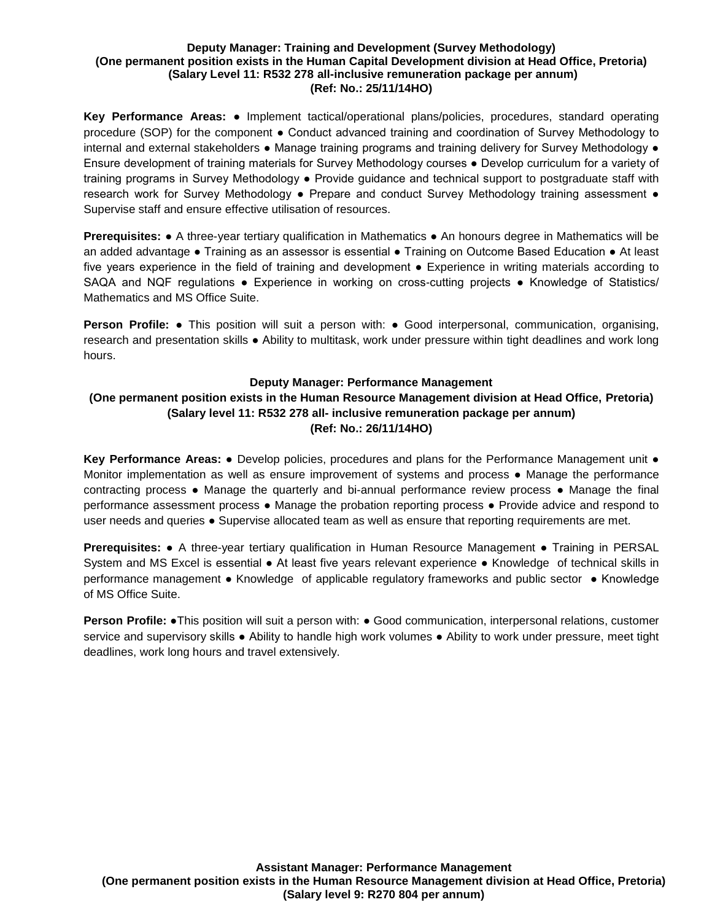**Deputy Manager: Training and Development (Survey Methodology)**
**(One permanent position exists in the Human Capital Development division at Head Office, Pretoria)**
**(Salary Level 11: R532 278 all-inclusive remuneration package per annum)**
**(Ref: No.: 25/11/14HO)**

**Key Performance Areas:** ● Implement tactical/operational plans/policies, procedures, standard operating procedure (SOP) for the component ● Conduct advanced training and coordination of Survey Methodology to internal and external stakeholders ● Manage training programs and training delivery for Survey Methodology ● Ensure development of training materials for Survey Methodology courses ● Develop curriculum for a variety of training programs in Survey Methodology ● Provide guidance and technical support to postgraduate staff with research work for Survey Methodology ● Prepare and conduct Survey Methodology training assessment ● Supervise staff and ensure effective utilisation of resources.

**Prerequisites:** ● A three-year tertiary qualification in Mathematics ● An honours degree in Mathematics will be an added advantage ● Training as an assessor is essential ● Training on Outcome Based Education ● At least five years experience in the field of training and development ● Experience in writing materials according to SAQA and NQF regulations ● Experience in working on cross-cutting projects ● Knowledge of Statistics/ Mathematics and MS Office Suite.

**Person Profile:** ● This position will suit a person with: ● Good interpersonal, communication, organising, research and presentation skills ● Ability to multitask, work under pressure within tight deadlines and work long hours.

**Deputy Manager: Performance Management**
**(One permanent position exists in the Human Resource Management division at Head Office, Pretoria)**
**(Salary level 11: R532 278 all- inclusive remuneration package per annum)**
**(Ref: No.: 26/11/14HO)**

**Key Performance Areas:** ● Develop policies, procedures and plans for the Performance Management unit ● Monitor implementation as well as ensure improvement of systems and process ● Manage the performance contracting process ● Manage the quarterly and bi-annual performance review process ● Manage the final performance assessment process ● Manage the probation reporting process ● Provide advice and respond to user needs and queries ● Supervise allocated team as well as ensure that reporting requirements are met.

**Prerequisites:** ● A three-year tertiary qualification in Human Resource Management ● Training in PERSAL System and MS Excel is essential ● At least five years relevant experience ● Knowledge of technical skills in performance management ● Knowledge of applicable regulatory frameworks and public sector ● Knowledge of MS Office Suite.

**Person Profile:** ●This position will suit a person with: ● Good communication, interpersonal relations, customer service and supervisory skills ● Ability to handle high work volumes ● Ability to work under pressure, meet tight deadlines, work long hours and travel extensively.

**Assistant Manager: Performance Management**
**(One permanent position exists in the Human Resource Management division at Head Office, Pretoria)**
**(Salary level 9: R270 804 per annum)**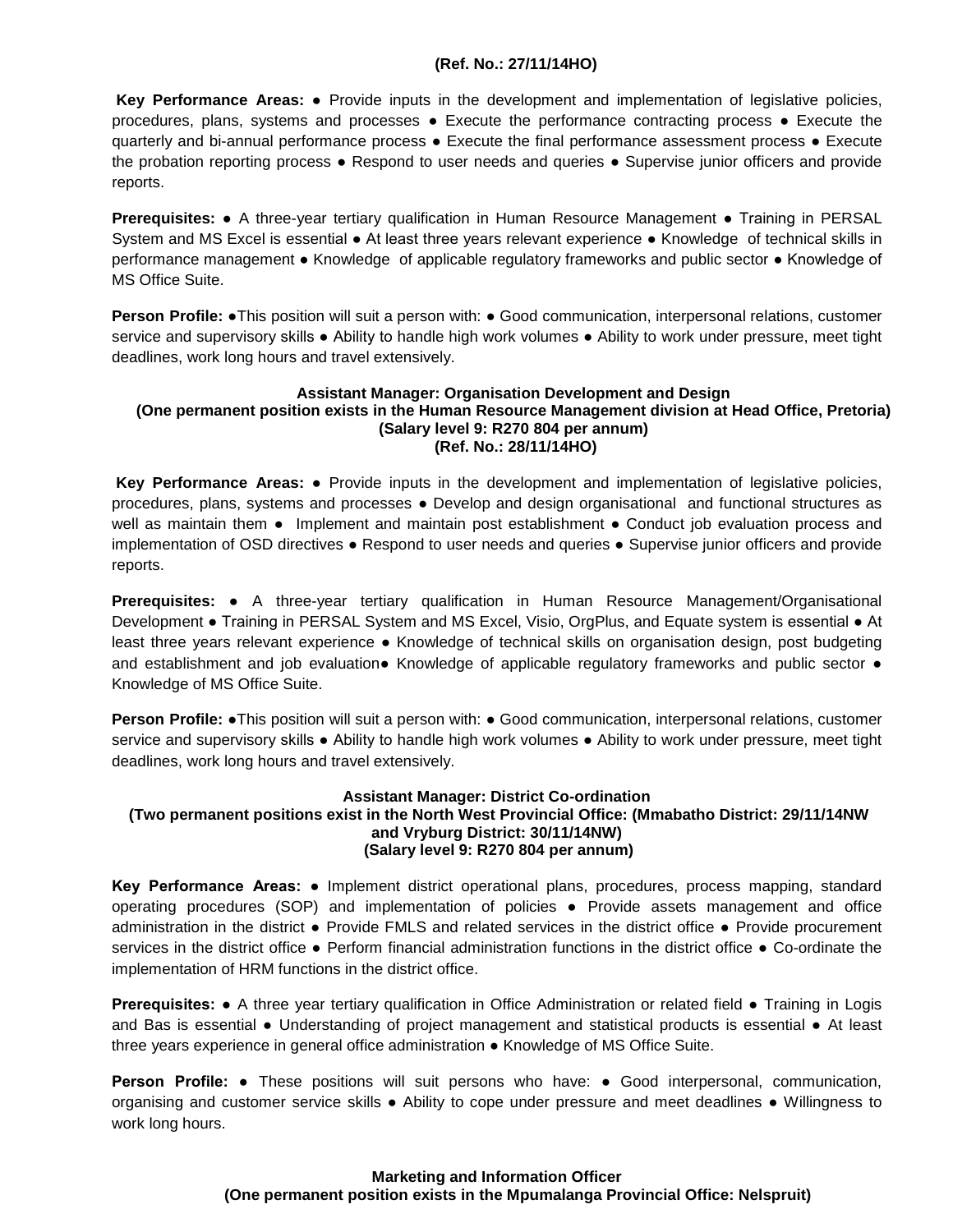**(Ref. No.: 27/11/14HO)**

**Key Performance Areas:** ● Provide inputs in the development and implementation of legislative policies, procedures, plans, systems and processes ● Execute the performance contracting process ● Execute the quarterly and bi-annual performance process ● Execute the final performance assessment process ● Execute the probation reporting process ● Respond to user needs and queries ● Supervise junior officers and provide reports.

**Prerequisites:** ● A three-year tertiary qualification in Human Resource Management ● Training in PERSAL System and MS Excel is essential ● At least three years relevant experience ● Knowledge of technical skills in performance management ● Knowledge of applicable regulatory frameworks and public sector ● Knowledge of MS Office Suite.

**Person Profile:** ●This position will suit a person with: ● Good communication, interpersonal relations, customer service and supervisory skills ● Ability to handle high work volumes ● Ability to work under pressure, meet tight deadlines, work long hours and travel extensively.

**Assistant Manager: Organisation Development and Design**
**(One permanent position exists in the Human Resource Management division at Head Office, Pretoria)**
**(Salary level 9: R270 804 per annum)**
**(Ref. No.: 28/11/14HO)**

**Key Performance Areas:** ● Provide inputs in the development and implementation of legislative policies, procedures, plans, systems and processes ● Develop and design organisational and functional structures as well as maintain them ● Implement and maintain post establishment ● Conduct job evaluation process and implementation of OSD directives ● Respond to user needs and queries ● Supervise junior officers and provide reports.

**Prerequisites:** ● A three-year tertiary qualification in Human Resource Management/Organisational Development ● Training in PERSAL System and MS Excel, Visio, OrgPlus, and Equate system is essential ● At least three years relevant experience ● Knowledge of technical skills on organisation design, post budgeting and establishment and job evaluation● Knowledge of applicable regulatory frameworks and public sector ● Knowledge of MS Office Suite.

**Person Profile:** ●This position will suit a person with: ● Good communication, interpersonal relations, customer service and supervisory skills ● Ability to handle high work volumes ● Ability to work under pressure, meet tight deadlines, work long hours and travel extensively.

**Assistant Manager: District Co-ordination**
**(Two permanent positions exist in the North West Provincial Office: (Mmabatho District: 29/11/14NW and Vryburg District: 30/11/14NW)**
**(Salary level 9: R270 804 per annum)**

**Key Performance Areas:** ● Implement district operational plans, procedures, process mapping, standard operating procedures (SOP) and implementation of policies ● Provide assets management and office administration in the district ● Provide FMLS and related services in the district office ● Provide procurement services in the district office ● Perform financial administration functions in the district office ● Co-ordinate the implementation of HRM functions in the district office.

**Prerequisites:** ● A three year tertiary qualification in Office Administration or related field ● Training in Logis and Bas is essential ● Understanding of project management and statistical products is essential ● At least three years experience in general office administration ● Knowledge of MS Office Suite.

**Person Profile:** ● These positions will suit persons who have: ● Good interpersonal, communication, organising and customer service skills ● Ability to cope under pressure and meet deadlines ● Willingness to work long hours.

**Marketing and Information Officer**
**(One permanent position exists in the Mpumalanga Provincial Office: Nelspruit)**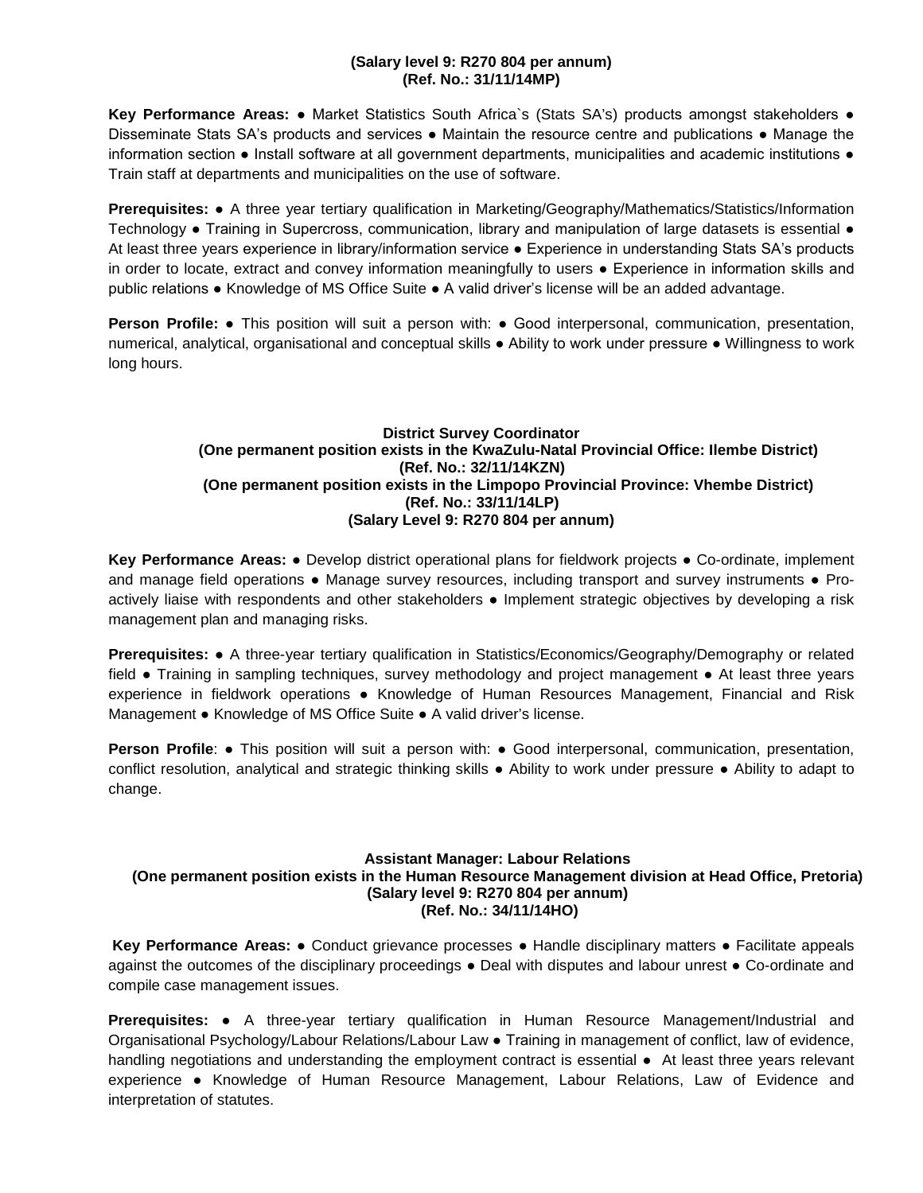**(Salary level 9: R270 804 per annum)**
**(Ref. No.: 31/11/14MP)**

**Key Performance Areas:** ● Market Statistics South Africa`s (Stats SA's) products amongst stakeholders ● Disseminate Stats SA's products and services ● Maintain the resource centre and publications ● Manage the information section ● Install software at all government departments, municipalities and academic institutions ● Train staff at departments and municipalities on the use of software.

**Prerequisites:** ● A three year tertiary qualification in Marketing/Geography/Mathematics/Statistics/Information Technology ● Training in Supercross, communication, library and manipulation of large datasets is essential ● At least three years experience in library/information service ● Experience in understanding Stats SA's products in order to locate, extract and convey information meaningfully to users ● Experience in information skills and public relations ● Knowledge of MS Office Suite ● A valid driver's license will be an added advantage.

**Person Profile:** ● This position will suit a person with: ● Good interpersonal, communication, presentation, numerical, analytical, organisational and conceptual skills ● Ability to work under pressure ● Willingness to work long hours.

### District Survey Coordinator

**(One permanent position exists in the KwaZulu-Natal Provincial Office: Ilembe District)**
**(Ref. No.: 32/11/14KZN)**
**(One permanent position exists in the Limpopo Provincial Province: Vhembe District)**
**(Ref. No.: 33/11/14LP)**
**(Salary Level 9: R270 804 per annum)**

**Key Performance Areas:** ● Develop district operational plans for fieldwork projects ● Co-ordinate, implement and manage field operations ● Manage survey resources, including transport and survey instruments ● Pro-actively liaise with respondents and other stakeholders ● Implement strategic objectives by developing a risk management plan and managing risks.

**Prerequisites:** ● A three-year tertiary qualification in Statistics/Economics/Geography/Demography or related field ● Training in sampling techniques, survey methodology and project management ● At least three years experience in fieldwork operations ● Knowledge of Human Resources Management, Financial and Risk Management ● Knowledge of MS Office Suite ● A valid driver's license.

**Person Profile**: ● This position will suit a person with: ● Good interpersonal, communication, presentation, conflict resolution, analytical and strategic thinking skills ● Ability to work under pressure ● Ability to adapt to change.

### Assistant Manager: Labour Relations

**(One permanent position exists in the Human Resource Management division at Head Office, Pretoria)**
**(Salary level 9: R270 804 per annum)**
**(Ref. No.: 34/11/14HO)**

**Key Performance Areas:** ● Conduct grievance processes ● Handle disciplinary matters ● Facilitate appeals against the outcomes of the disciplinary proceedings ● Deal with disputes and labour unrest ● Co-ordinate and compile case management issues.

**Prerequisites:** ● A three-year tertiary qualification in Human Resource Management/Industrial and Organisational Psychology/Labour Relations/Labour Law ● Training in management of conflict, law of evidence, handling negotiations and understanding the employment contract is essential ● At least three years relevant experience ● Knowledge of Human Resource Management, Labour Relations, Law of Evidence and interpretation of statutes.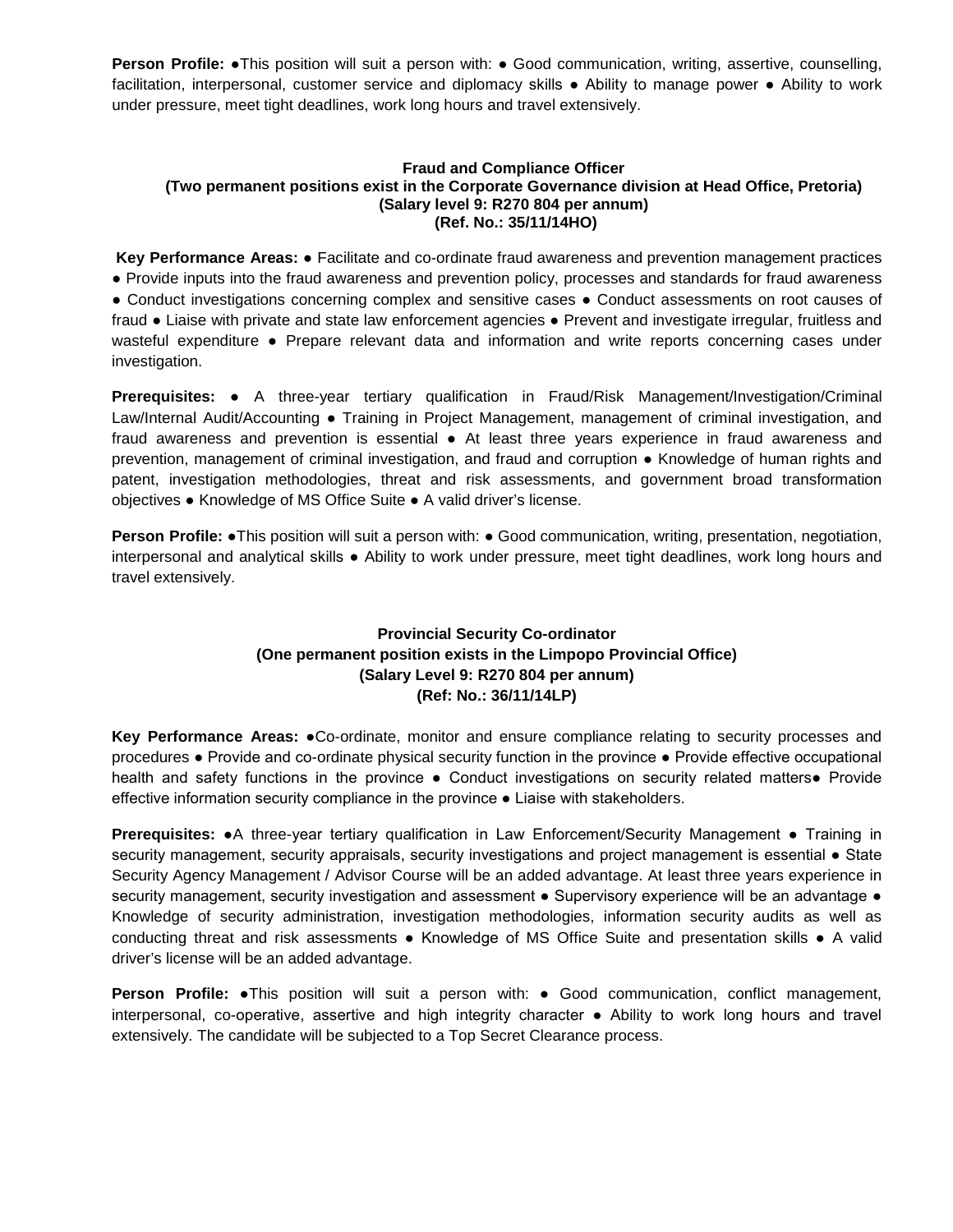**Person Profile:** ●This position will suit a person with: ● Good communication, writing, assertive, counselling, facilitation, interpersonal, customer service and diplomacy skills ● Ability to manage power ● Ability to work under pressure, meet tight deadlines, work long hours and travel extensively.

**Fraud and Compliance Officer**
**(Two permanent positions exist in the Corporate Governance division at Head Office, Pretoria)**
**(Salary level 9: R270 804 per annum)**
**(Ref. No.: 35/11/14HO)**

**Key Performance Areas:** ● Facilitate and co-ordinate fraud awareness and prevention management practices ● Provide inputs into the fraud awareness and prevention policy, processes and standards for fraud awareness ● Conduct investigations concerning complex and sensitive cases ● Conduct assessments on root causes of fraud ● Liaise with private and state law enforcement agencies ● Prevent and investigate irregular, fruitless and wasteful expenditure ● Prepare relevant data and information and write reports concerning cases under investigation.

**Prerequisites:** ● A three-year tertiary qualification in Fraud/Risk Management/Investigation/Criminal Law/Internal Audit/Accounting ● Training in Project Management, management of criminal investigation, and fraud awareness and prevention is essential ● At least three years experience in fraud awareness and prevention, management of criminal investigation, and fraud and corruption ● Knowledge of human rights and patent, investigation methodologies, threat and risk assessments, and government broad transformation objectives ● Knowledge of MS Office Suite ● A valid driver's license.

**Person Profile:** ●This position will suit a person with: ● Good communication, writing, presentation, negotiation, interpersonal and analytical skills ● Ability to work under pressure, meet tight deadlines, work long hours and travel extensively.

**Provincial Security Co-ordinator**
**(One permanent position exists in the Limpopo Provincial Office)**
**(Salary Level 9: R270 804 per annum)**
**(Ref: No.: 36/11/14LP)**

**Key Performance Areas:** ●Co-ordinate, monitor and ensure compliance relating to security processes and procedures ● Provide and co-ordinate physical security function in the province ● Provide effective occupational health and safety functions in the province ● Conduct investigations on security related matters● Provide effective information security compliance in the province ● Liaise with stakeholders.

**Prerequisites:** ●A three-year tertiary qualification in Law Enforcement/Security Management ● Training in security management, security appraisals, security investigations and project management is essential ● State Security Agency Management / Advisor Course will be an added advantage. At least three years experience in security management, security investigation and assessment ● Supervisory experience will be an advantage ● Knowledge of security administration, investigation methodologies, information security audits as well as conducting threat and risk assessments ● Knowledge of MS Office Suite and presentation skills ● A valid driver's license will be an added advantage.

**Person Profile:** ●This position will suit a person with: ● Good communication, conflict management, interpersonal, co-operative, assertive and high integrity character ● Ability to work long hours and travel extensively. The candidate will be subjected to a Top Secret Clearance process.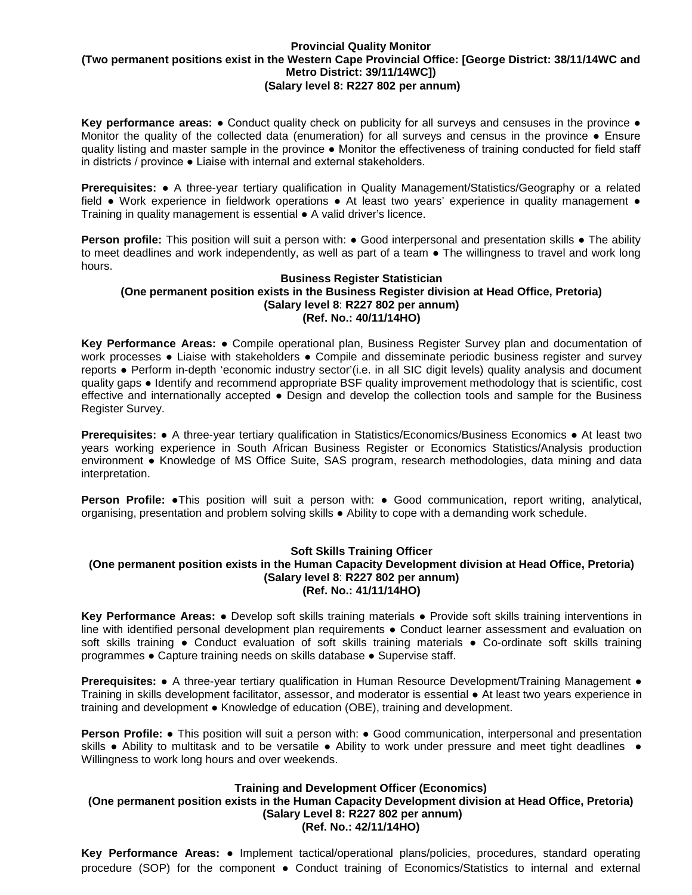**Provincial Quality Monitor**
**(Two permanent positions exist in the Western Cape Provincial Office: [George District: 38/11/14WC and Metro District: 39/11/14WC])**
**(Salary level 8: R227 802 per annum)**

**Key performance areas:** ● Conduct quality check on publicity for all surveys and censuses in the province ● Monitor the quality of the collected data (enumeration) for all surveys and census in the province ● Ensure quality listing and master sample in the province ● Monitor the effectiveness of training conducted for field staff in districts / province ● Liaise with internal and external stakeholders.

**Prerequisites:** ● A three-year tertiary qualification in Quality Management/Statistics/Geography or a related field ● Work experience in fieldwork operations ● At least two years' experience in quality management ● Training in quality management is essential ● A valid driver's licence.

**Person profile:** This position will suit a person with: ● Good interpersonal and presentation skills ● The ability to meet deadlines and work independently, as well as part of a team ● The willingness to travel and work long hours.

**Business Register Statistician**
**(One permanent position exists in the Business Register division at Head Office, Pretoria)**
**(Salary level 8: R227 802 per annum)**
**(Ref. No.: 40/11/14HO)**

**Key Performance Areas:** ● Compile operational plan, Business Register Survey plan and documentation of work processes ● Liaise with stakeholders ● Compile and disseminate periodic business register and survey reports ● Perform in-depth 'economic industry sector'(i.e. in all SIC digit levels) quality analysis and document quality gaps ● Identify and recommend appropriate BSF quality improvement methodology that is scientific, cost effective and internationally accepted ● Design and develop the collection tools and sample for the Business Register Survey.

**Prerequisites:** ● A three-year tertiary qualification in Statistics/Economics/Business Economics ● At least two years working experience in South African Business Register or Economics Statistics/Analysis production environment ● Knowledge of MS Office Suite, SAS program, research methodologies, data mining and data interpretation.

**Person Profile:** ●This position will suit a person with: ● Good communication, report writing, analytical, organising, presentation and problem solving skills ● Ability to cope with a demanding work schedule.

**Soft Skills Training Officer**
**(One permanent position exists in the Human Capacity Development division at Head Office, Pretoria)**
**(Salary level 8: R227 802 per annum)**
**(Ref. No.: 41/11/14HO)**

**Key Performance Areas:** ● Develop soft skills training materials ● Provide soft skills training interventions in line with identified personal development plan requirements ● Conduct learner assessment and evaluation on soft skills training ● Conduct evaluation of soft skills training materials ● Co-ordinate soft skills training programmes ● Capture training needs on skills database ● Supervise staff.

**Prerequisites:** ● A three-year tertiary qualification in Human Resource Development/Training Management ● Training in skills development facilitator, assessor, and moderator is essential ● At least two years experience in training and development ● Knowledge of education (OBE), training and development.

**Person Profile:** ● This position will suit a person with: ● Good communication, interpersonal and presentation skills ● Ability to multitask and to be versatile ● Ability to work under pressure and meet tight deadlines ● Willingness to work long hours and over weekends.

**Training and Development Officer (Economics)**
**(One permanent position exists in the Human Capacity Development division at Head Office, Pretoria)**
**(Salary Level 8: R227 802 per annum)**
**(Ref. No.: 42/11/14HO)**

**Key Performance Areas:** ● Implement tactical/operational plans/policies, procedures, standard operating procedure (SOP) for the component ● Conduct training of Economics/Statistics to internal and external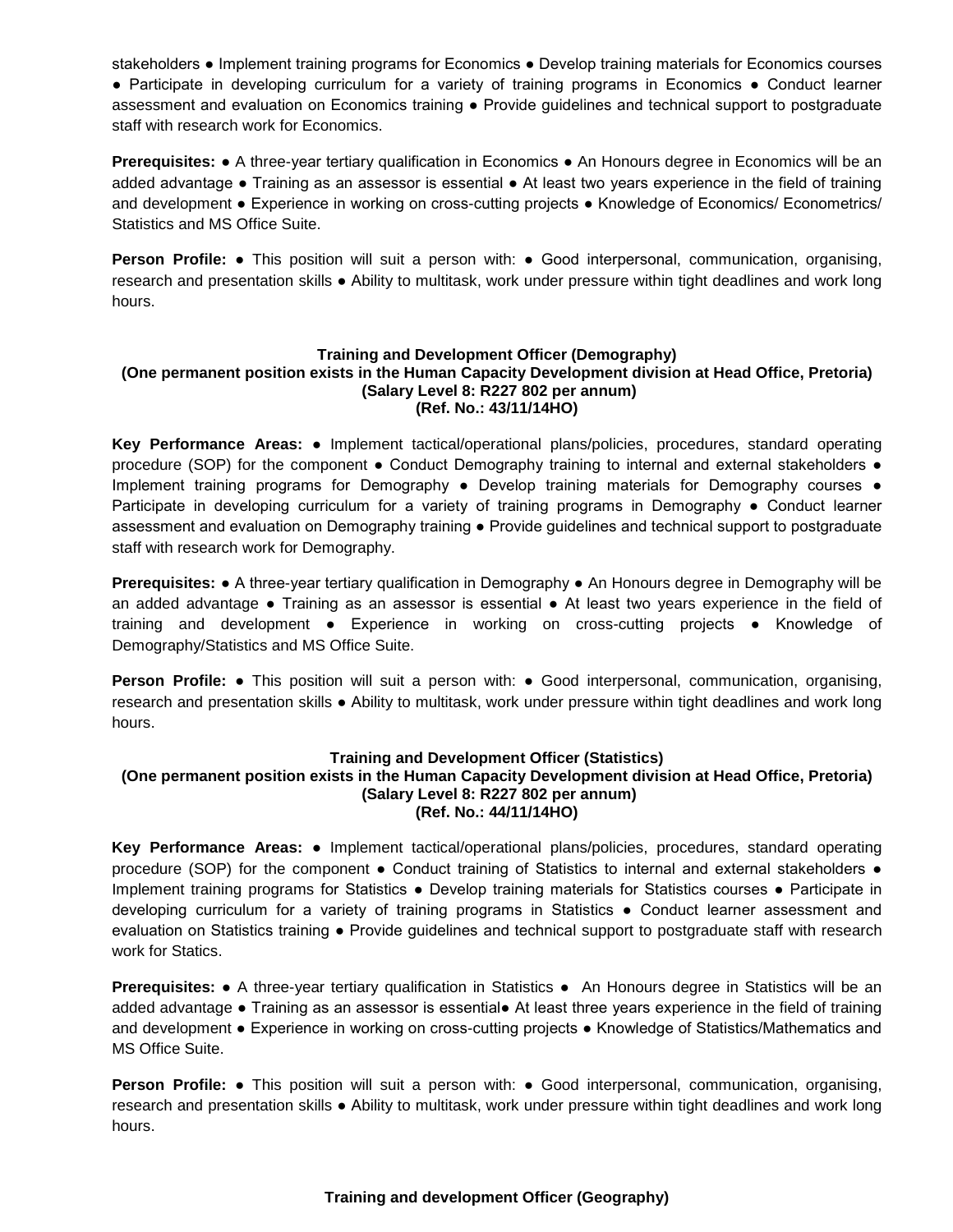stakeholders ● Implement training programs for Economics ● Develop training materials for Economics courses ● Participate in developing curriculum for a variety of training programs in Economics ● Conduct learner assessment and evaluation on Economics training ● Provide guidelines and technical support to postgraduate staff with research work for Economics.

**Prerequisites:** ● A three-year tertiary qualification in Economics ● An Honours degree in Economics will be an added advantage ● Training as an assessor is essential ● At least two years experience in the field of training and development ● Experience in working on cross-cutting projects ● Knowledge of Economics/ Econometrics/ Statistics and MS Office Suite.

**Person Profile:** ● This position will suit a person with: ● Good interpersonal, communication, organising, research and presentation skills ● Ability to multitask, work under pressure within tight deadlines and work long hours.

### Training and Development Officer (Demography)
**(One permanent position exists in the Human Capacity Development division at Head Office, Pretoria)**
**(Salary Level 8: R227 802 per annum)**
**(Ref. No.: 43/11/14HO)**

**Key Performance Areas:** ● Implement tactical/operational plans/policies, procedures, standard operating procedure (SOP) for the component ● Conduct Demography training to internal and external stakeholders ● Implement training programs for Demography ● Develop training materials for Demography courses ● Participate in developing curriculum for a variety of training programs in Demography ● Conduct learner assessment and evaluation on Demography training ● Provide guidelines and technical support to postgraduate staff with research work for Demography.

**Prerequisites:** ● A three-year tertiary qualification in Demography ● An Honours degree in Demography will be an added advantage ● Training as an assessor is essential ● At least two years experience in the field of training and development ● Experience in working on cross-cutting projects ● Knowledge of Demography/Statistics and MS Office Suite.

**Person Profile:** ● This position will suit a person with: ● Good interpersonal, communication, organising, research and presentation skills ● Ability to multitask, work under pressure within tight deadlines and work long hours.

### Training and Development Officer (Statistics)
**(One permanent position exists in the Human Capacity Development division at Head Office, Pretoria)**
**(Salary Level 8: R227 802 per annum)**
**(Ref. No.: 44/11/14HO)**

**Key Performance Areas:** ● Implement tactical/operational plans/policies, procedures, standard operating procedure (SOP) for the component ● Conduct training of Statistics to internal and external stakeholders ● Implement training programs for Statistics ● Develop training materials for Statistics courses ● Participate in developing curriculum for a variety of training programs in Statistics ● Conduct learner assessment and evaluation on Statistics training ● Provide guidelines and technical support to postgraduate staff with research work for Statics.

**Prerequisites:** ● A three-year tertiary qualification in Statistics ● An Honours degree in Statistics will be an added advantage ● Training as an assessor is essential● At least three years experience in the field of training and development ● Experience in working on cross-cutting projects ● Knowledge of Statistics/Mathematics and MS Office Suite.

**Person Profile:** ● This position will suit a person with: ● Good interpersonal, communication, organising, research and presentation skills ● Ability to multitask, work under pressure within tight deadlines and work long hours.

### Training and development Officer (Geography)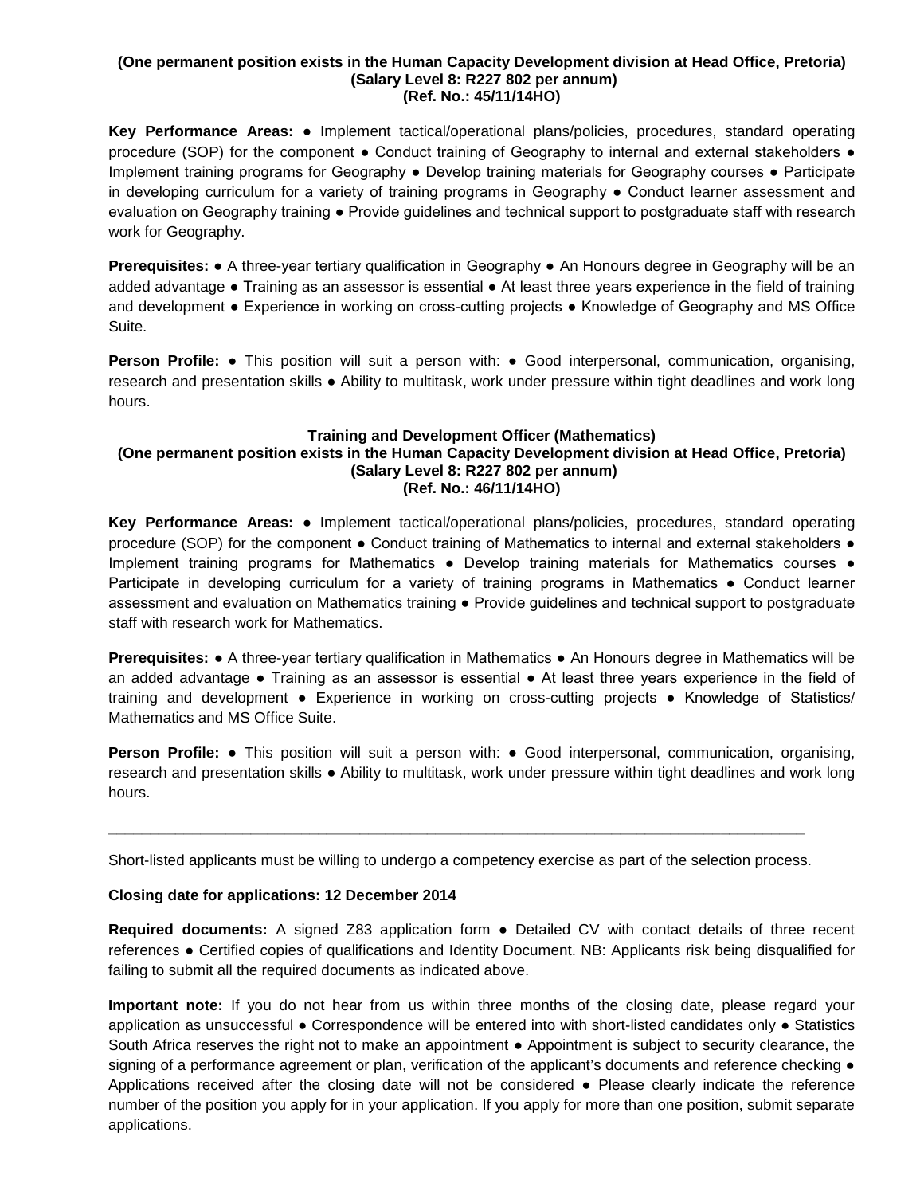**(One permanent position exists in the Human Capacity Development division at Head Office, Pretoria)**
**(Salary Level 8: R227 802 per annum)**
**(Ref. No.: 45/11/14HO)**

**Key Performance Areas:** ● Implement tactical/operational plans/policies, procedures, standard operating procedure (SOP) for the component ● Conduct training of Geography to internal and external stakeholders ● Implement training programs for Geography ● Develop training materials for Geography courses ● Participate in developing curriculum for a variety of training programs in Geography ● Conduct learner assessment and evaluation on Geography training ● Provide guidelines and technical support to postgraduate staff with research work for Geography.

**Prerequisites:** ● A three-year tertiary qualification in Geography ● An Honours degree in Geography will be an added advantage ● Training as an assessor is essential ● At least three years experience in the field of training and development ● Experience in working on cross-cutting projects ● Knowledge of Geography and MS Office Suite.

**Person Profile:** ● This position will suit a person with: ● Good interpersonal, communication, organising, research and presentation skills ● Ability to multitask, work under pressure within tight deadlines and work long hours.

### Training and Development Officer (Mathematics)

**(One permanent position exists in the Human Capacity Development division at Head Office, Pretoria)**
**(Salary Level 8: R227 802 per annum)**
**(Ref. No.: 46/11/14HO)**

**Key Performance Areas:** ● Implement tactical/operational plans/policies, procedures, standard operating procedure (SOP) for the component ● Conduct training of Mathematics to internal and external stakeholders ● Implement training programs for Mathematics ● Develop training materials for Mathematics courses ● Participate in developing curriculum for a variety of training programs in Mathematics ● Conduct learner assessment and evaluation on Mathematics training ● Provide guidelines and technical support to postgraduate staff with research work for Mathematics.

**Prerequisites:** ● A three-year tertiary qualification in Mathematics ● An Honours degree in Mathematics will be an added advantage ● Training as an assessor is essential ● At least three years experience in the field of training and development ● Experience in working on cross-cutting projects ● Knowledge of Statistics/ Mathematics and MS Office Suite.

**Person Profile:** ● This position will suit a person with: ● Good interpersonal, communication, organising, research and presentation skills ● Ability to multitask, work under pressure within tight deadlines and work long hours.

---

Short-listed applicants must be willing to undergo a competency exercise as part of the selection process.

**Closing date for applications: 12 December 2014**

**Required documents:** A signed Z83 application form ● Detailed CV with contact details of three recent references ● Certified copies of qualifications and Identity Document. NB: Applicants risk being disqualified for failing to submit all the required documents as indicated above.

**Important note:** If you do not hear from us within three months of the closing date, please regard your application as unsuccessful ● Correspondence will be entered into with short-listed candidates only ● Statistics South Africa reserves the right not to make an appointment ● Appointment is subject to security clearance, the signing of a performance agreement or plan, verification of the applicant's documents and reference checking ● Applications received after the closing date will not be considered ● Please clearly indicate the reference number of the position you apply for in your application. If you apply for more than one position, submit separate applications.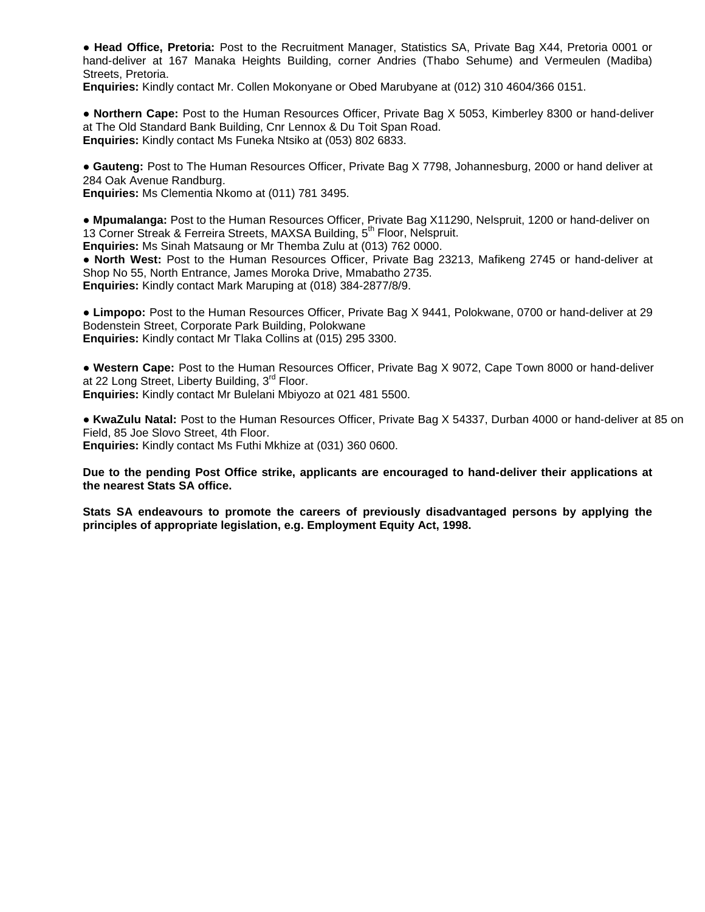● **Head Office, Pretoria:** Post to the Recruitment Manager, Statistics SA, Private Bag X44, Pretoria 0001 or hand-deliver at 167 Manaka Heights Building, corner Andries (Thabo Sehume) and Vermeulen (Madiba) Streets, Pretoria.
**Enquiries:** Kindly contact Mr. Collen Mokonyane or Obed Marubyane at (012) 310 4604/366 0151.

● **Northern Cape:** Post to the Human Resources Officer, Private Bag X 5053, Kimberley 8300 or hand-deliver at The Old Standard Bank Building, Cnr Lennox & Du Toit Span Road.
**Enquiries:** Kindly contact Ms Funeka Ntsiko at (053) 802 6833.

● **Gauteng:** Post to The Human Resources Officer, Private Bag X 7798, Johannesburg, 2000 or hand deliver at 284 Oak Avenue Randburg.
**Enquiries:** Ms Clementia Nkomo at (011) 781 3495.

● **Mpumalanga:** Post to the Human Resources Officer, Private Bag X11290, Nelspruit, 1200 or hand-deliver on 13 Corner Streak & Ferreira Streets, MAXSA Building, 5th Floor, Nelspruit.
**Enquiries:** Ms Sinah Matsaung or Mr Themba Zulu at (013) 762 0000.

● **North West:** Post to the Human Resources Officer, Private Bag 23213, Mafikeng 2745 or hand-deliver at Shop No 55, North Entrance, James Moroka Drive, Mmabatho 2735.
**Enquiries:** Kindly contact Mark Maruping at (018) 384-2877/8/9.

● **Limpopo:** Post to the Human Resources Officer, Private Bag X 9441, Polokwane, 0700 or hand-deliver at 29 Bodenstein Street, Corporate Park Building, Polokwane
**Enquiries:** Kindly contact Mr Tlaka Collins at (015) 295 3300.

● **Western Cape:** Post to the Human Resources Officer, Private Bag X 9072, Cape Town 8000 or hand-deliver at 22 Long Street, Liberty Building, 3rd Floor.
**Enquiries:** Kindly contact Mr Bulelani Mbiyozo at 021 481 5500.

● **KwaZulu Natal:** Post to the Human Resources Officer, Private Bag X 54337, Durban 4000 or hand-deliver at 85 on Field, 85 Joe Slovo Street, 4th Floor.
**Enquiries:** Kindly contact Ms Futhi Mkhize at (031) 360 0600.

**Due to the pending Post Office strike, applicants are encouraged to hand-deliver their applications at the nearest Stats SA office.**

**Stats SA endeavours to promote the careers of previously disadvantaged persons by applying the principles of appropriate legislation, e.g. Employment Equity Act, 1998.**